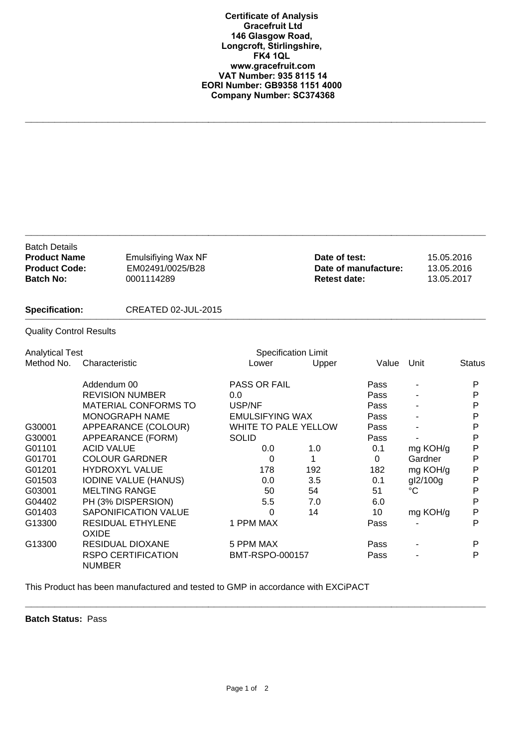# Certificate of Analysis

**Gracefruit Ltd**
**146 Glasgow Road,**
**Longcroft, Stirlingshire,**
**FK4 1QL**
**www.gracefruit.com**
**VAT Number: 935 8115 14**
**EORI Number: GB9358 1151 4000**
**Company Number: SC374368**

---

Batch Details

| | | | |
|---|---|---|---|
| **Product Name** | Emulsifiying Wax NF | **Date of test:** | 15.05.2016 |
| **Product Code:** | EM02491/0025/B28 | **Date of manufacture:** | 13.05.2016 |
| **Batch No:** | 0001114289 | **Retest date:** | 13.05.2017 |

**Specification:** CREATED 02-JUL-2015

---

Quality Control Results

| Analytical Test Method No. | Characteristic | Specification Limit Lower | Specification Limit Upper | Value | Unit | Status |
|---|---|---|---|---|---|---|
| | Addendum 00 | PASS OR FAIL | | Pass | - | P |
| | REVISION NUMBER | 0.0 | | Pass | - | P |
| | MATERIAL CONFORMS TO | USP/NF | | Pass | - | P |
| | MONOGRAPH NAME | EMULSIFYING WAX | | Pass | - | P |
| G30001 | APPEARANCE (COLOUR) | WHITE TO PALE YELLOW | | Pass | - | P |
| G30001 | APPEARANCE (FORM) | SOLID | | Pass | - | P |
| G01101 | ACID VALUE | 0.0 | 1.0 | 0.1 | mg KOH/g | P |
| G01701 | COLOUR GARDNER | 0 | 1 | 0 | Gardner | P |
| G01201 | HYDROXYL VALUE | 178 | 192 | 182 | mg KOH/g | P |
| G01503 | IODINE VALUE (HANUS) | 0.0 | 3.5 | 0.1 | gI2/100g | P |
| G03001 | MELTING RANGE | 50 | 54 | 51 | °C | P |
| G04402 | PH (3% DISPERSION) | 5.5 | 7.0 | 6.0 | | P |
| G01403 | SAPONIFICATION VALUE | 0 | 14 | 10 | mg KOH/g | P |
| G13300 | RESIDUAL ETHYLENE OXIDE | 1 PPM MAX | | Pass | - | P |
| G13300 | RESIDUAL DIOXANE | 5 PPM MAX | | Pass | - | P |
| | RSPO CERTIFICATION NUMBER | BMT-RSPO-000157 | | Pass | - | P |

This Product has been manufactured and tested to GMP in accordance with EXCiPACT

---

**Batch Status:** Pass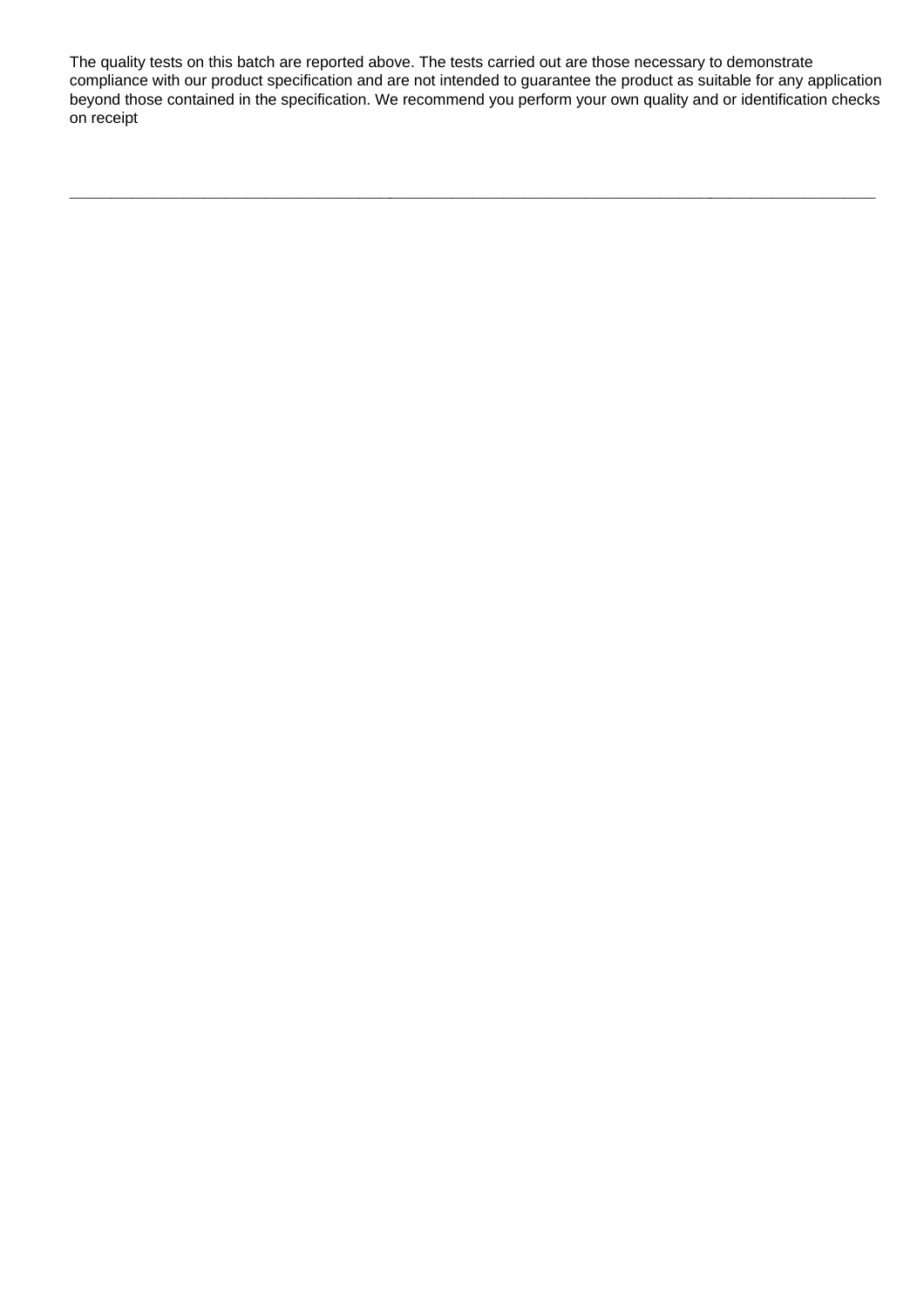The quality tests on this batch are reported above. The tests carried out are those necessary to demonstrate compliance with our product specification and are not intended to guarantee the product as suitable for any application beyond those contained in the specification. We recommend you perform your own quality and or identification checks on receipt

---